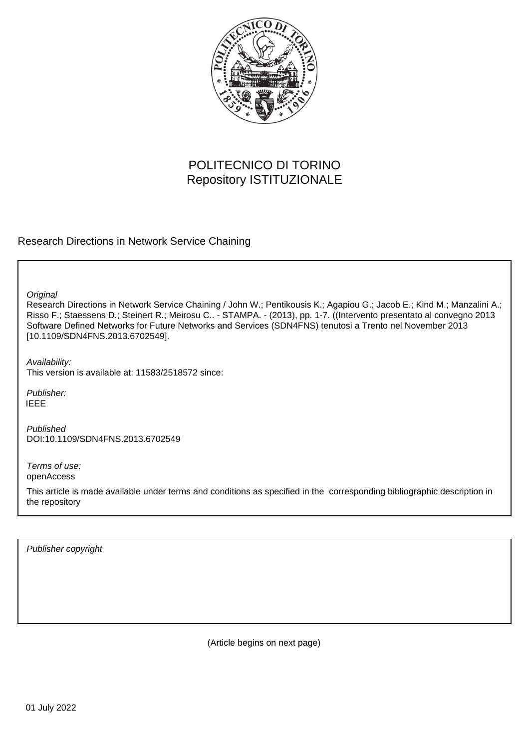POLITECNICO DI TORINO
Repository ISTITUZIONALE

Research Directions in Network Service Chaining

*Original*

Research Directions in Network Service Chaining / John W.; Pentikousis K.; Agapiou G.; Jacob E.; Kind M.; Manzalini A.; Risso F.; Staessens D.; Steinert R.; Meirosu C.. - STAMPA. - (2013), pp. 1-7. ((Intervento presentato al convegno 2013 Software Defined Networks for Future Networks and Services (SDN4FNS) tenutosi a Trento nel November 2013 [10.1109/SDN4FNS.2013.6702549].

*Availability:*

This version is available at: 11583/2518572 since:

*Publisher:*

IEEE

*Published*

DOI:10.1109/SDN4FNS.2013.6702549

*Terms of use:*

openAccess

This article is made available under terms and conditions as specified in the corresponding bibliographic description in the repository

*Publisher copyright*

(Article begins on next page)

01 July 2022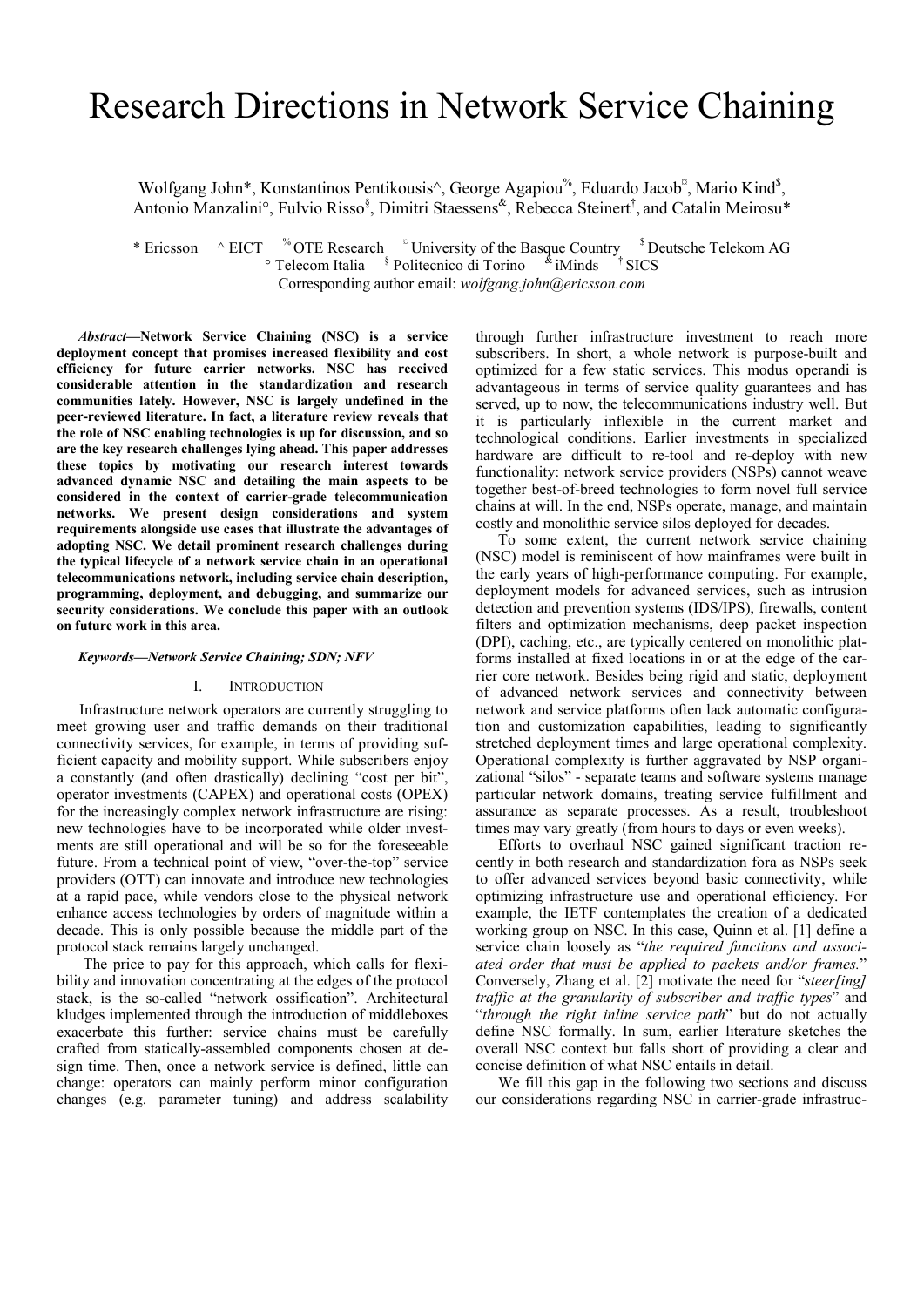# Research Directions in Network Service Chaining

Wolfgang John*, Konstantinos Pentikousis^, George Agapiou%, Eduardo Jacob¤, Mario Kind$, Antonio Manzalini°, Fulvio Risso§, Dimitri Staessens&, Rebecca Steinert†, and Catalin Meirosu*

\* Ericsson ^ EICT % OTE Research ¤ University of the Basque Country $ Deutsche Telekom AG
° Telecom Italia § Politecnico di Torino & iMinds † SICS
Corresponding author email: *wolfgang.john@ericsson.com*

***Abstract*—Network Service Chaining (NSC) is a service deployment concept that promises increased flexibility and cost efficiency for future carrier networks. NSC has received considerable attention in the standardization and research communities lately. However, NSC is largely undefined in the peer-reviewed literature. In fact, a literature review reveals that the role of NSC enabling technologies is up for discussion, and so are the key research challenges lying ahead. This paper addresses these topics by motivating our research interest towards advanced dynamic NSC and detailing the main aspects to be considered in the context of carrier-grade telecommunication networks. We present design considerations and system requirements alongside use cases that illustrate the advantages of adopting NSC. We detail prominent research challenges during the typical lifecycle of a network service chain in an operational telecommunications network, including service chain description, programming, deployment, and debugging, and summarize our security considerations. We conclude this paper with an outlook on future work in this area.**

***Keywords*—Network Service Chaining; SDN; NFV**

## I. Introduction

Infrastructure network operators are currently struggling to meet growing user and traffic demands on their traditional connectivity services, for example, in terms of providing sufficient capacity and mobility support. While subscribers enjoy a constantly (and often drastically) declining "cost per bit", operator investments (CAPEX) and operational costs (OPEX) for the increasingly complex network infrastructure are rising: new technologies have to be incorporated while older investments are still operational and will be so for the foreseeable future. From a technical point of view, "over-the-top" service providers (OTT) can innovate and introduce new technologies at a rapid pace, while vendors close to the physical network enhance access technologies by orders of magnitude within a decade. This is only possible because the middle part of the protocol stack remains largely unchanged.

The price to pay for this approach, which calls for flexibility and innovation concentrating at the edges of the protocol stack, is the so-called "network ossification". Architectural kludges implemented through the introduction of middleboxes exacerbate this further: service chains must be carefully crafted from statically-assembled components chosen at design time. Then, once a network service is defined, little can change: operators can mainly perform minor configuration changes (e.g. parameter tuning) and address scalability through further infrastructure investment to reach more subscribers. In short, a whole network is purpose-built and optimized for a few static services. This modus operandi is advantageous in terms of service quality guarantees and has served, up to now, the telecommunications industry well. But it is particularly inflexible in the current market and technological conditions. Earlier investments in specialized hardware are difficult to re-tool and re-deploy with new functionality: network service providers (NSPs) cannot weave together best-of-breed technologies to form novel full service chains at will. In the end, NSPs operate, manage, and maintain costly and monolithic service silos deployed for decades.

To some extent, the current network service chaining (NSC) model is reminiscent of how mainframes were built in the early years of high-performance computing. For example, deployment models for advanced services, such as intrusion detection and prevention systems (IDS/IPS), firewalls, content filters and optimization mechanisms, deep packet inspection (DPI), caching, etc., are typically centered on monolithic platforms installed at fixed locations in or at the edge of the carrier core network. Besides being rigid and static, deployment of advanced network services and connectivity between network and service platforms often lack automatic configuration and customization capabilities, leading to significantly stretched deployment times and large operational complexity. Operational complexity is further aggravated by NSP organizational "silos" - separate teams and software systems manage particular network domains, treating service fulfillment and assurance as separate processes. As a result, troubleshoot times may vary greatly (from hours to days or even weeks).

Efforts to overhaul NSC gained significant traction recently in both research and standardization fora as NSPs seek to offer advanced services beyond basic connectivity, while optimizing infrastructure use and operational efficiency. For example, the IETF contemplates the creation of a dedicated working group on NSC. In this case, Quinn et al. [1] define a service chain loosely as "*the required functions and associated order that must be applied to packets and/or frames.*" Conversely, Zhang et al. [2] motivate the need for "*steer[ing] traffic at the granularity of subscriber and traffic types*" and "*through the right inline service path*" but do not actually define NSC formally. In sum, earlier literature sketches the overall NSC context but falls short of providing a clear and concise definition of what NSC entails in detail.

We fill this gap in the following two sections and discuss our considerations regarding NSC in carrier-grade infrastruc-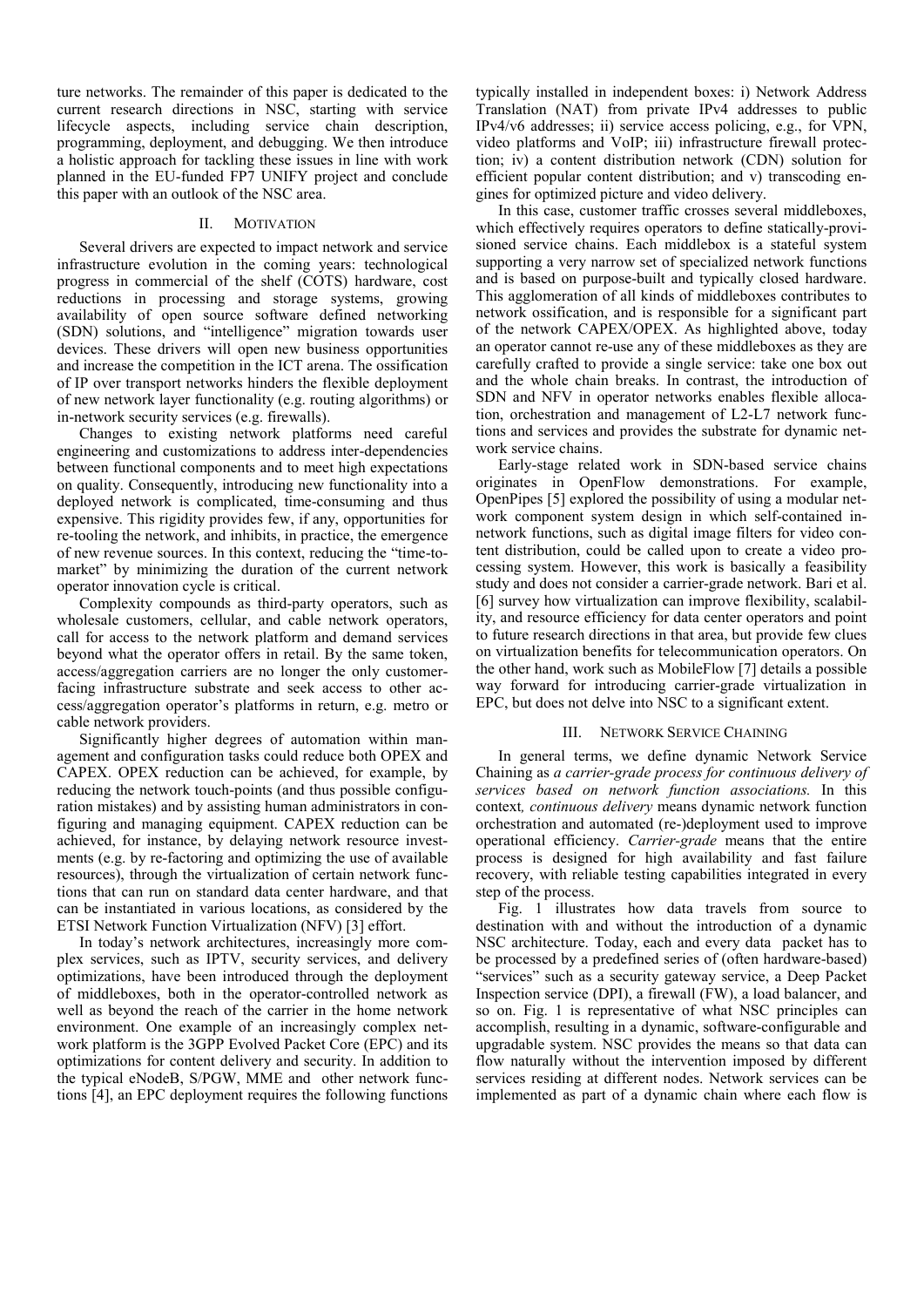ture networks. The remainder of this paper is dedicated to the current research directions in NSC, starting with service lifecycle aspects, including service chain description, programming, deployment, and debugging. We then introduce a holistic approach for tackling these issues in line with work planned in the EU-funded FP7 UNIFY project and conclude this paper with an outlook of the NSC area.

## II. Motivation

Several drivers are expected to impact network and service infrastructure evolution in the coming years: technological progress in commercial of the shelf (COTS) hardware, cost reductions in processing and storage systems, growing availability of open source software defined networking (SDN) solutions, and "intelligence" migration towards user devices. These drivers will open new business opportunities and increase the competition in the ICT arena. The ossification of IP over transport networks hinders the flexible deployment of new network layer functionality (e.g. routing algorithms) or in-network security services (e.g. firewalls).

Changes to existing network platforms need careful engineering and customizations to address inter-dependencies between functional components and to meet high expectations on quality. Consequently, introducing new functionality into a deployed network is complicated, time-consuming and thus expensive. This rigidity provides few, if any, opportunities for re-tooling the network, and inhibits, in practice, the emergence of new revenue sources. In this context, reducing the "time-to-market" by minimizing the duration of the current network operator innovation cycle is critical.

Complexity compounds as third-party operators, such as wholesale customers, cellular, and cable network operators, call for access to the network platform and demand services beyond what the operator offers in retail. By the same token, access/aggregation carriers are no longer the only customer-facing infrastructure substrate and seek access to other access/aggregation operator's platforms in return, e.g. metro or cable network providers.

Significantly higher degrees of automation within management and configuration tasks could reduce both OPEX and CAPEX. OPEX reduction can be achieved, for example, by reducing the network touch-points (and thus possible configuration mistakes) and by assisting human administrators in configuring and managing equipment. CAPEX reduction can be achieved, for instance, by delaying network resource investments (e.g. by re-factoring and optimizing the use of available resources), through the virtualization of certain network functions that can run on standard data center hardware, and that can be instantiated in various locations, as considered by the ETSI Network Function Virtualization (NFV) [3] effort.

In today's network architectures, increasingly more complex services, such as IPTV, security services, and delivery optimizations, have been introduced through the deployment of middleboxes, both in the operator-controlled network as well as beyond the reach of the carrier in the home network environment. One example of an increasingly complex network platform is the 3GPP Evolved Packet Core (EPC) and its optimizations for content delivery and security. In addition to the typical eNodeB, S/PGW, MME and other network functions [4], an EPC deployment requires the following functions typically installed in independent boxes: i) Network Address Translation (NAT) from private IPv4 addresses to public IPv4/v6 addresses; ii) service access policing, e.g., for VPN, video platforms and VoIP; iii) infrastructure firewall protection; iv) a content distribution network (CDN) solution for efficient popular content distribution; and v) transcoding engines for optimized picture and video delivery.

In this case, customer traffic crosses several middleboxes, which effectively requires operators to define statically-provisioned service chains. Each middlebox is a stateful system supporting a very narrow set of specialized network functions and is based on purpose-built and typically closed hardware. This agglomeration of all kinds of middleboxes contributes to network ossification, and is responsible for a significant part of the network CAPEX/OPEX. As highlighted above, today an operator cannot re-use any of these middleboxes as they are carefully crafted to provide a single service: take one box out and the whole chain breaks. In contrast, the introduction of SDN and NFV in operator networks enables flexible allocation, orchestration and management of L2-L7 network functions and services and provides the substrate for dynamic network service chains.

Early-stage related work in SDN-based service chains originates in OpenFlow demonstrations. For example, OpenPipes [5] explored the possibility of using a modular network component system design in which self-contained in-network functions, such as digital image filters for video content distribution, could be called upon to create a video processing system. However, this work is basically a feasibility study and does not consider a carrier-grade network. Bari et al. [6] survey how virtualization can improve flexibility, scalability, and resource efficiency for data center operators and point to future research directions in that area, but provide few clues on virtualization benefits for telecommunication operators. On the other hand, work such as MobileFlow [7] details a possible way forward for introducing carrier-grade virtualization in EPC, but does not delve into NSC to a significant extent.

## III. Network Service Chaining

In general terms, we define dynamic Network Service Chaining as *a carrier-grade process for continuous delivery of services based on network function associations.* In this context, *continuous delivery* means dynamic network function orchestration and automated (re-)deployment used to improve operational efficiency. *Carrier-grade* means that the entire process is designed for high availability and fast failure recovery, with reliable testing capabilities integrated in every step of the process.

Fig. 1 illustrates how data travels from source to destination with and without the introduction of a dynamic NSC architecture. Today, each and every data packet has to be processed by a predefined series of (often hardware-based) "services" such as a security gateway service, a Deep Packet Inspection service (DPI), a firewall (FW), a load balancer, and so on. Fig. 1 is representative of what NSC principles can accomplish, resulting in a dynamic, software-configurable and upgradable system. NSC provides the means so that data can flow naturally without the intervention imposed by different services residing at different nodes. Network services can be implemented as part of a dynamic chain where each flow is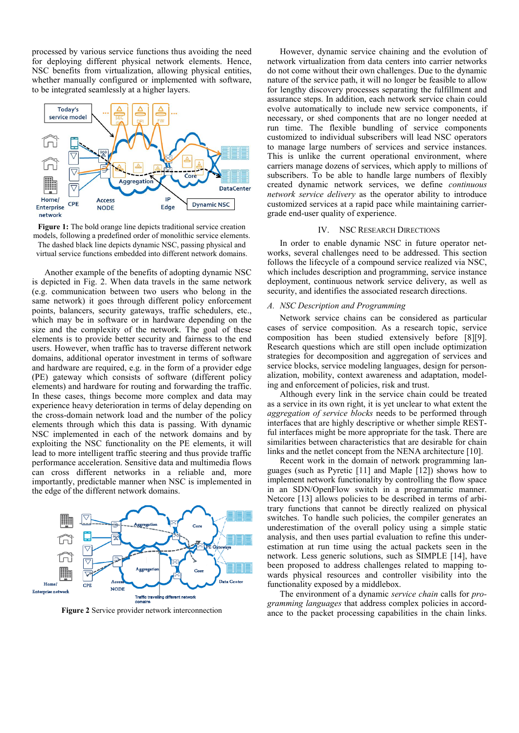processed by various service functions thus avoiding the need for deploying different physical network elements. Hence, NSC benefits from virtualization, allowing physical entities, whether manually configured or implemented with software, to be integrated seamlessly at a higher layers.

**Figure 1:** The bold orange line depicts traditional service creation models, following a predefined order of monolithic service elements. The dashed black line depicts dynamic NSC, passing physical and virtual service functions embedded into different network domains.

Another example of the benefits of adopting dynamic NSC is depicted in Fig. 2. When data travels in the same network (e.g. communication between two users who belong in the same network) it goes through different policy enforcement points, balancers, security gateways, traffic schedulers, etc., which may be in software or in hardware depending on the size and the complexity of the network. The goal of these elements is to provide better security and fairness to the end users. However, when traffic has to traverse different network domains, additional operator investment in terms of software and hardware are required, e.g. in the form of a provider edge (PE) gateway which consists of software (different policy elements) and hardware for routing and forwarding the traffic. In these cases, things become more complex and data may experience heavy deterioration in terms of delay depending on the cross-domain network load and the number of the policy elements through which this data is passing. With dynamic NSC implemented in each of the network domains and by exploiting the NSC functionality on the PE elements, it will lead to more intelligent traffic steering and thus provide traffic performance acceleration. Sensitive data and multimedia flows can cross different networks in a reliable and, more importantly, predictable manner when NSC is implemented in the edge of the different network domains.

**Figure 2** Service provider network interconnection

However, dynamic service chaining and the evolution of network virtualization from data centers into carrier networks do not come without their own challenges. Due to the dynamic nature of the service path, it will no longer be feasible to allow for lengthy discovery processes separating the fulfillment and assurance steps. In addition, each network service chain could evolve automatically to include new service components, if necessary, or shed components that are no longer needed at run time. The flexible bundling of service components customized to individual subscribers will lead NSC operators to manage large numbers of services and service instances. This is unlike the current operational environment, where carriers manage dozens of services, which apply to millions of subscribers. To be able to handle large numbers of flexibly created dynamic network services, we define *continuous network service delivery* as the operator ability to introduce customized services at a rapid pace while maintaining carrier-grade end-user quality of experience.

## IV. NSC Research Directions

In order to enable dynamic NSC in future operator networks, several challenges need to be addressed. This section follows the lifecycle of a compound service realized via NSC, which includes description and programming, service instance deployment, continuous network service delivery, as well as security, and identifies the associated research directions.

### *A. NSC Description and Programming*

Network service chains can be considered as particular cases of service composition. As a research topic, service composition has been studied extensively before [8][9]. Research questions which are still open include optimization strategies for decomposition and aggregation of services and service blocks, service modeling languages, design for personalization, mobility, context awareness and adaptation, modeling and enforcement of policies, risk and trust.

Although every link in the service chain could be treated as a service in its own right, it is yet unclear to what extent the *aggregation of service blocks* needs to be performed through interfaces that are highly descriptive or whether simple RESTful interfaces might be more appropriate for the task. There are similarities between characteristics that are desirable for chain links and the netlet concept from the NENA architecture [10].

Recent work in the domain of network programming languages (such as Pyretic [11] and Maple [12]) shows how to implement network functionality by controlling the flow space in an SDN/OpenFlow switch in a programmatic manner. Netcore [13] allows policies to be described in terms of arbitrary functions that cannot be directly realized on physical switches. To handle such policies, the compiler generates an underestimation of the overall policy using a simple static analysis, and then uses partial evaluation to refine this underestimation at run time using the actual packets seen in the network. Less generic solutions, such as SIMPLE [14], have been proposed to address challenges related to mapping towards physical resources and controller visibility into the functionality exposed by a middlebox.

The environment of a dynamic *service chain* calls for *programming languages* that address complex policies in accordance to the packet processing capabilities in the chain links.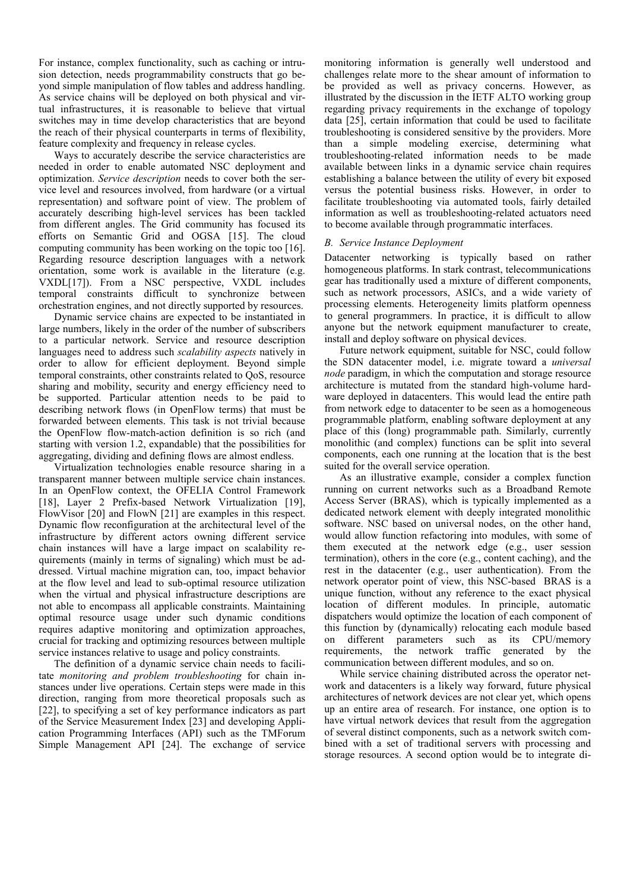For instance, complex functionality, such as caching or intrusion detection, needs programmability constructs that go beyond simple manipulation of flow tables and address handling. As service chains will be deployed on both physical and virtual infrastructures, it is reasonable to believe that virtual switches may in time develop characteristics that are beyond the reach of their physical counterparts in terms of flexibility, feature complexity and frequency in release cycles.

Ways to accurately describe the service characteristics are needed in order to enable automated NSC deployment and optimization. *Service description* needs to cover both the service level and resources involved, from hardware (or a virtual representation) and software point of view. The problem of accurately describing high-level services has been tackled from different angles. The Grid community has focused its efforts on Semantic Grid and OGSA [15]. The cloud computing community has been working on the topic too [16]. Regarding resource description languages with a network orientation, some work is available in the literature (e.g. VXDL[17]). From a NSC perspective, VXDL includes temporal constraints difficult to synchronize between orchestration engines, and not directly supported by resources.

Dynamic service chains are expected to be instantiated in large numbers, likely in the order of the number of subscribers to a particular network. Service and resource description languages need to address such *scalability aspects* natively in order to allow for efficient deployment. Beyond simple temporal constraints, other constraints related to QoS, resource sharing and mobility, security and energy efficiency need to be supported. Particular attention needs to be paid to describing network flows (in OpenFlow terms) that must be forwarded between elements. This task is not trivial because the OpenFlow flow-match-action definition is so rich (and starting with version 1.2, expandable) that the possibilities for aggregating, dividing and defining flows are almost endless.

Virtualization technologies enable resource sharing in a transparent manner between multiple service chain instances. In an OpenFlow context, the OFELIA Control Framework [18], Layer 2 Prefix-based Network Virtualization [19], FlowVisor [20] and FlowN [21] are examples in this respect. Dynamic flow reconfiguration at the architectural level of the infrastructure by different actors owning different service chain instances will have a large impact on scalability requirements (mainly in terms of signaling) which must be addressed. Virtual machine migration can, too, impact behavior at the flow level and lead to sub-optimal resource utilization when the virtual and physical infrastructure descriptions are not able to encompass all applicable constraints. Maintaining optimal resource usage under such dynamic conditions requires adaptive monitoring and optimization approaches, crucial for tracking and optimizing resources between multiple service instances relative to usage and policy constraints.

The definition of a dynamic service chain needs to facilitate *monitoring and problem troubleshooting* for chain instances under live operations. Certain steps were made in this direction, ranging from more theoretical proposals such as [22], to specifying a set of key performance indicators as part of the Service Measurement Index [23] and developing Application Programming Interfaces (API) such as the TMForum Simple Management API [24]. The exchange of service monitoring information is generally well understood and challenges relate more to the shear amount of information to be provided as well as privacy concerns. However, as illustrated by the discussion in the IETF ALTO working group regarding privacy requirements in the exchange of topology data [25], certain information that could be used to facilitate troubleshooting is considered sensitive by the providers. More than a simple modeling exercise, determining what troubleshooting-related information needs to be made available between links in a dynamic service chain requires establishing a balance between the utility of every bit exposed versus the potential business risks. However, in order to facilitate troubleshooting via automated tools, fairly detailed information as well as troubleshooting-related actuators need to become available through programmatic interfaces.

### *B. Service Instance Deployment*

Datacenter networking is typically based on rather homogeneous platforms. In stark contrast, telecommunications gear has traditionally used a mixture of different components, such as network processors, ASICs, and a wide variety of processing elements. Heterogeneity limits platform openness to general programmers. In practice, it is difficult to allow anyone but the network equipment manufacturer to create, install and deploy software on physical devices.

Future network equipment, suitable for NSC, could follow the SDN datacenter model, i.e. migrate toward a *universal node* paradigm, in which the computation and storage resource architecture is mutated from the standard high-volume hardware deployed in datacenters. This would lead the entire path from network edge to datacenter to be seen as a homogeneous programmable platform, enabling software deployment at any place of this (long) programmable path. Similarly, currently monolithic (and complex) functions can be split into several components, each one running at the location that is the best suited for the overall service operation.

As an illustrative example, consider a complex function running on current networks such as a Broadband Remote Access Server (BRAS), which is typically implemented as a dedicated network element with deeply integrated monolithic software. NSC based on universal nodes, on the other hand, would allow function refactoring into modules, with some of them executed at the network edge (e.g., user session termination), others in the core (e.g., content caching), and the rest in the datacenter (e.g., user authentication). From the network operator point of view, this NSC-based BRAS is a unique function, without any reference to the exact physical location of different modules. In principle, automatic dispatchers would optimize the location of each component of this function by (dynamically) relocating each module based on different parameters such as its CPU/memory requirements, the network traffic generated by the communication between different modules, and so on.

While service chaining distributed across the operator network and datacenters is a likely way forward, future physical architectures of network devices are not clear yet, which opens up an entire area of research. For instance, one option is to have virtual network devices that result from the aggregation of several distinct components, such as a network switch combined with a set of traditional servers with processing and storage resources. A second option would be to integrate di-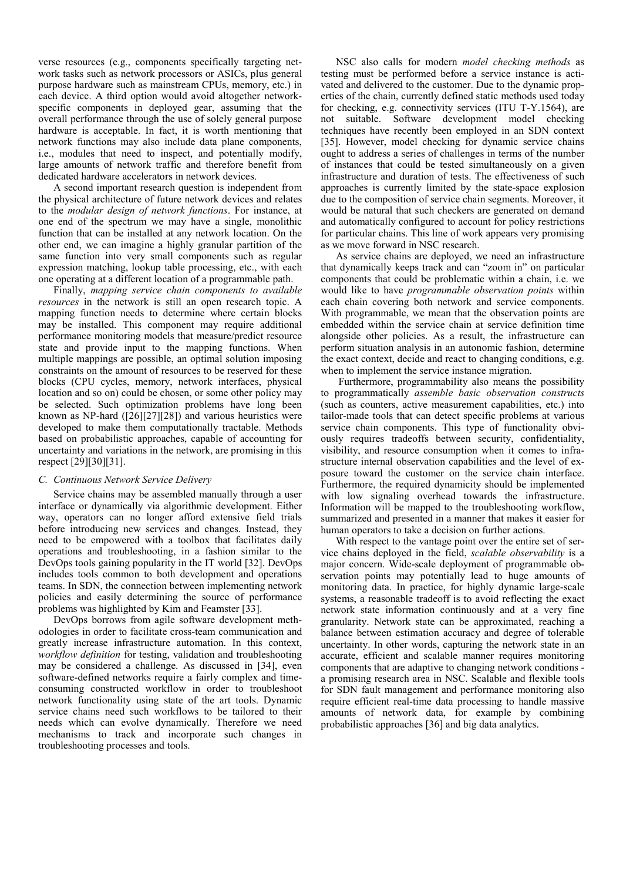verse resources (e.g., components specifically targeting network tasks such as network processors or ASICs, plus general purpose hardware such as mainstream CPUs, memory, etc.) in each device. A third option would avoid altogether network-specific components in deployed gear, assuming that the overall performance through the use of solely general purpose hardware is acceptable. In fact, it is worth mentioning that network functions may also include data plane components, i.e., modules that need to inspect, and potentially modify, large amounts of network traffic and therefore benefit from dedicated hardware accelerators in network devices.

A second important research question is independent from the physical architecture of future network devices and relates to the *modular design of network functions*. For instance, at one end of the spectrum we may have a single, monolithic function that can be installed at any network location. On the other end, we can imagine a highly granular partition of the same function into very small components such as regular expression matching, lookup table processing, etc., with each one operating at a different location of a programmable path.

Finally, *mapping service chain components to available resources* in the network is still an open research topic. A mapping function needs to determine where certain blocks may be installed. This component may require additional performance monitoring models that measure/predict resource state and provide input to the mapping functions. When multiple mappings are possible, an optimal solution imposing constraints on the amount of resources to be reserved for these blocks (CPU cycles, memory, network interfaces, physical location and so on) could be chosen, or some other policy may be selected. Such optimization problems have long been known as NP-hard ([26][27][28]) and various heuristics were developed to make them computationally tractable. Methods based on probabilistic approaches, capable of accounting for uncertainty and variations in the network, are promising in this respect [29][30][31].

### C. Continuous Network Service Delivery

Service chains may be assembled manually through a user interface or dynamically via algorithmic development. Either way, operators can no longer afford extensive field trials before introducing new services and changes. Instead, they need to be empowered with a toolbox that facilitates daily operations and troubleshooting, in a fashion similar to the DevOps tools gaining popularity in the IT world [32]. DevOps includes tools common to both development and operations teams. In SDN, the connection between implementing network policies and easily determining the source of performance problems was highlighted by Kim and Feamster [33].

DevOps borrows from agile software development methodologies in order to facilitate cross-team communication and greatly increase infrastructure automation. In this context, *workflow definition* for testing, validation and troubleshooting may be considered a challenge. As discussed in [34], even software-defined networks require a fairly complex and time-consuming constructed workflow in order to troubleshoot network functionality using state of the art tools. Dynamic service chains need such workflows to be tailored to their needs which can evolve dynamically. Therefore we need mechanisms to track and incorporate such changes in troubleshooting processes and tools.

NSC also calls for modern *model checking methods* as testing must be performed before a service instance is activated and delivered to the customer. Due to the dynamic properties of the chain, currently defined static methods used today for checking, e.g. connectivity services (ITU T-Y.1564), are not suitable. Software development model checking techniques have recently been employed in an SDN context [35]. However, model checking for dynamic service chains ought to address a series of challenges in terms of the number of instances that could be tested simultaneously on a given infrastructure and duration of tests. The effectiveness of such approaches is currently limited by the state-space explosion due to the composition of service chain segments. Moreover, it would be natural that such checkers are generated on demand and automatically configured to account for policy restrictions for particular chains. This line of work appears very promising as we move forward in NSC research.

As service chains are deployed, we need an infrastructure that dynamically keeps track and can "zoom in" on particular components that could be problematic within a chain, i.e. we would like to have *programmable observation points* within each chain covering both network and service components. With programmable, we mean that the observation points are embedded within the service chain at service definition time alongside other policies. As a result, the infrastructure can perform situation analysis in an autonomic fashion, determine the exact context, decide and react to changing conditions, e.g. when to implement the service instance migration.

Furthermore, programmability also means the possibility to programmatically *assemble basic observation constructs* (such as counters, active measurement capabilities, etc.) into tailor-made tools that can detect specific problems at various service chain components. This type of functionality obviously requires tradeoffs between security, confidentiality, visibility, and resource consumption when it comes to infrastructure internal observation capabilities and the level of exposure toward the customer on the service chain interface. Furthermore, the required dynamicity should be implemented with low signaling overhead towards the infrastructure. Information will be mapped to the troubleshooting workflow, summarized and presented in a manner that makes it easier for human operators to take a decision on further actions.

With respect to the vantage point over the entire set of service chains deployed in the field, *scalable observability* is a major concern. Wide-scale deployment of programmable observation points may potentially lead to huge amounts of monitoring data. In practice, for highly dynamic large-scale systems, a reasonable tradeoff is to avoid reflecting the exact network state information continuously and at a very fine granularity. Network state can be approximated, reaching a balance between estimation accuracy and degree of tolerable uncertainty. In other words, capturing the network state in an accurate, efficient and scalable manner requires monitoring components that are adaptive to changing network conditions - a promising research area in NSC. Scalable and flexible tools for SDN fault management and performance monitoring also require efficient real-time data processing to handle massive amounts of network data, for example by combining probabilistic approaches [36] and big data analytics.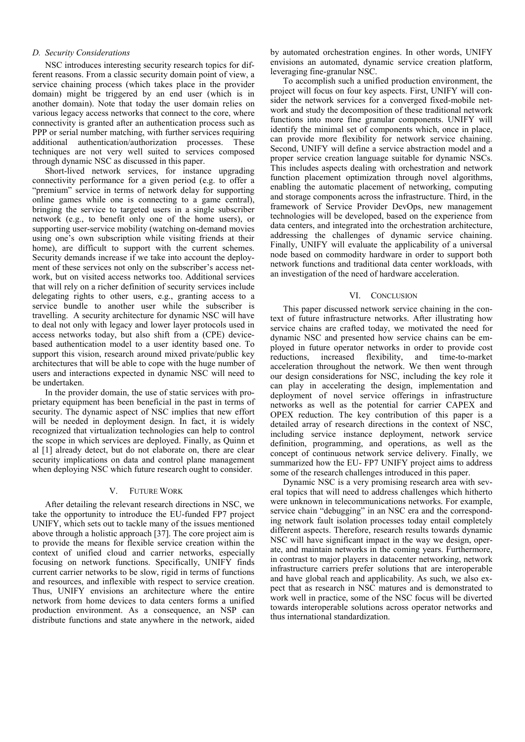### D. Security Considerations

NSC introduces interesting security research topics for different reasons. From a classic security domain point of view, a service chaining process (which takes place in the provider domain) might be triggered by an end user (which is in another domain). Note that today the user domain relies on various legacy access networks that connect to the core, where connectivity is granted after an authentication process such as PPP or serial number matching, with further services requiring additional authentication/authorization processes. These techniques are not very well suited to services composed through dynamic NSC as discussed in this paper.

Short-lived network services, for instance upgrading connectivity performance for a given period (e.g. to offer a "premium" service in terms of network delay for supporting online games while one is connecting to a game central), bringing the service to targeted users in a single subscriber network (e.g., to benefit only one of the home users), or supporting user-service mobility (watching on-demand movies using one's own subscription while visiting friends at their home), are difficult to support with the current schemes. Security demands increase if we take into account the deployment of these services not only on the subscriber's access network, but on visited access networks too. Additional services that will rely on a richer definition of security services include delegating rights to other users, e.g., granting access to a service bundle to another user while the subscriber is travelling. A security architecture for dynamic NSC will have to deal not only with legacy and lower layer protocols used in access networks today, but also shift from a (CPE) device-based authentication model to a user identity based one. To support this vision, research around mixed private/public key architectures that will be able to cope with the huge number of users and interactions expected in dynamic NSC will need to be undertaken.

In the provider domain, the use of static services with proprietary equipment has been beneficial in the past in terms of security. The dynamic aspect of NSC implies that new effort will be needed in deployment design. In fact, it is widely recognized that virtualization technologies can help to control the scope in which services are deployed. Finally, as Quinn et al [1] already detect, but do not elaborate on, there are clear security implications on data and control plane management when deploying NSC which future research ought to consider.

## V. Future Work

After detailing the relevant research directions in NSC, we take the opportunity to introduce the EU-funded FP7 project UNIFY, which sets out to tackle many of the issues mentioned above through a holistic approach [37]. The core project aim is to provide the means for flexible service creation within the context of unified cloud and carrier networks, especially focusing on network functions. Specifically, UNIFY finds current carrier networks to be slow, rigid in terms of functions and resources, and inflexible with respect to service creation. Thus, UNIFY envisions an architecture where the entire network from home devices to data centers forms a unified production environment. As a consequence, an NSP can distribute functions and state anywhere in the network, aided by automated orchestration engines. In other words, UNIFY envisions an automated, dynamic service creation platform, leveraging fine-granular NSC.

To accomplish such a unified production environment, the project will focus on four key aspects. First, UNIFY will consider the network services for a converged fixed-mobile network and study the decomposition of these traditional network functions into more fine granular components. UNIFY will identify the minimal set of components which, once in place, can provide more flexibility for network service chaining. Second, UNIFY will define a service abstraction model and a proper service creation language suitable for dynamic NSCs. This includes aspects dealing with orchestration and network function placement optimization through novel algorithms, enabling the automatic placement of networking, computing and storage components across the infrastructure. Third, in the framework of Service Provider DevOps, new management technologies will be developed, based on the experience from data centers, and integrated into the orchestration architecture, addressing the challenges of dynamic service chaining. Finally, UNIFY will evaluate the applicability of a universal node based on commodity hardware in order to support both network functions and traditional data center workloads, with an investigation of the need of hardware acceleration.

## VI. Conclusion

This paper discussed network service chaining in the context of future infrastructure networks. After illustrating how service chains are crafted today, we motivated the need for dynamic NSC and presented how service chains can be employed in future operator networks in order to provide cost reductions, increased flexibility, and time-to-market acceleration throughout the network. We then went through our design considerations for NSC, including the key role it can play in accelerating the design, implementation and deployment of novel service offerings in infrastructure networks as well as the potential for carrier CAPEX and OPEX reduction. The key contribution of this paper is a detailed array of research directions in the context of NSC, including service instance deployment, network service definition, programming, and operations, as well as the concept of continuous network service delivery. Finally, we summarized how the EU- FP7 UNIFY project aims to address some of the research challenges introduced in this paper.

Dynamic NSC is a very promising research area with several topics that will need to address challenges which hitherto were unknown in telecommunications networks. For example, service chain "debugging" in an NSC era and the corresponding network fault isolation processes today entail completely different aspects. Therefore, research results towards dynamic NSC will have significant impact in the way we design, operate, and maintain networks in the coming years. Furthermore, in contrast to major players in datacenter networking, network infrastructure carriers prefer solutions that are interoperable and have global reach and applicability. As such, we also expect that as research in NSC matures and is demonstrated to work well in practice, some of the NSC focus will be diverted towards interoperable solutions across operator networks and thus international standardization.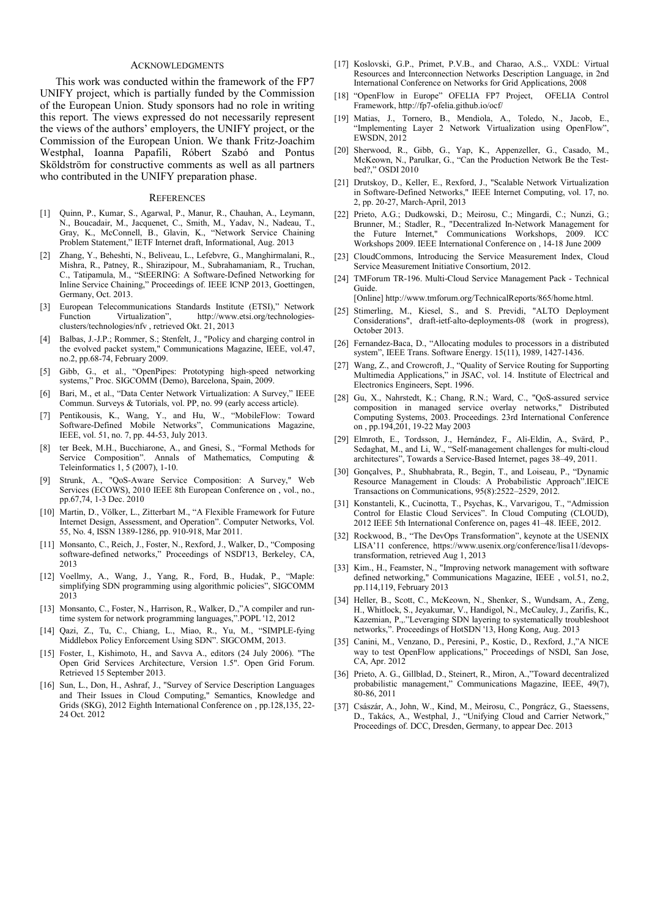## ACKNOWLEDGMENTS

This work was conducted within the framework of the FP7 UNIFY project, which is partially funded by the Commission of the European Union. Study sponsors had no role in writing this report. The views expressed do not necessarily represent the views of the authors' employers, the UNIFY project, or the Commission of the European Union. We thank Fritz-Joachim Westphal, Ioanna Papafili, Róbert Szabó and Pontus Sköldström for constructive comments as well as all partners who contributed in the UNIFY preparation phase.

## REFERENCES

[1] Quinn, P., Kumar, S., Agarwal, P., Manur, R., Chauhan, A., Leymann, N., Boucadair, M., Jacquenet, C., Smith, M., Yadav, N., Nadeau, T., Gray, K., McConnell, B., Glavin, K., "Network Service Chaining Problem Statement," IETF Internet draft, Informational, Aug. 2013

[2] Zhang, Y., Beheshti, N., Beliveau, L., Lefebvre, G., Manghirmalani, R., Mishra, R., Patney, R., Shirazipour, M., Subrahamaniam, R., Truchan, C., Tatipamula, M., "StEERING: A Software-Defined Networking for Inline Service Chaining," Proceedings of. IEEE ICNP 2013, Goettingen, Germany, Oct. 2013.

[3] European Telecommunications Standards Institute (ETSI)," Network Function Virtualization", http://www.etsi.org/technologies-clusters/technologies/nfv , retrieved Okt. 21, 2013

[4] Balbas, J.-J.P.; Rommer, S.; Stenfelt, J., "Policy and charging control in the evolved packet system," Communications Magazine, IEEE, vol.47, no.2, pp.68-74, February 2009.

[5] Gibb, G., et al., "OpenPipes: Prototyping high-speed networking systems," Proc. SIGCOMM (Demo), Barcelona, Spain, 2009.

[6] Bari, M., et al., "Data Center Network Virtualization: A Survey," IEEE Commun. Surveys & Tutorials, vol. PP, no. 99 (early access article).

[7] Pentikousis, K., Wang, Y., and Hu, W., "MobileFlow: Toward Software-Defined Mobile Networks", Communications Magazine, IEEE, vol. 51, no. 7, pp. 44-53, July 2013.

[8] ter Beek, M.H., Bucchiarone, A., and Gnesi, S., "Formal Methods for Service Composition". Annals of Mathematics, Computing & Teleinformatics 1, 5 (2007), 1-10.

[9] Strunk, A., "QoS-Aware Service Composition: A Survey," Web Services (ECOWS), 2010 IEEE 8th European Conference on , vol., no., pp.67,74, 1-3 Dec. 2010

[10] Martin, D., Völker, L., Zitterbart M., "A Flexible Framework for Future Internet Design, Assessment, and Operation". Computer Networks, Vol. 55, No. 4, ISSN 1389-1286, pp. 910-918, Mar 2011.

[11] Monsanto, C., Reich, J., Foster, N., Rexford, J., Walker, D., "Composing software-defined networks," Proceedings of NSDI'13, Berkeley, CA, 2013

[12] Voellmy, A., Wang, J., Yang, R., Ford, B., Hudak, P., "Maple: simplifying SDN programming using algorithmic policies", SIGCOMM 2013

[13] Monsanto, C., Foster, N., Harrison, R., Walker, D.,"A compiler and run-time system for network programming languages,".POPL '12, 2012

[14] Qazi, Z., Tu, C., Chiang, L., Miao, R., Yu, M., "SIMPLE-fying Middlebox Policy Enforcement Using SDN". SIGCOMM, 2013.

[15] Foster, I., Kishimoto, H., and Savva A., editors (24 July 2006). "The Open Grid Services Architecture, Version 1.5". Open Grid Forum. Retrieved 15 September 2013.

[16] Sun, L., Don, H., Ashraf, J., "Survey of Service Description Languages and Their Issues in Cloud Computing," Semantics, Knowledge and Grids (SKG), 2012 Eighth International Conference on , pp.128,135, 22-24 Oct. 2012

[17] Koslovski, G.P., Primet, P.V.B., and Charao, A.S.,. VXDL: Virtual Resources and Interconnection Networks Description Language, in 2nd International Conference on Networks for Grid Applications, 2008

[18] "OpenFlow in Europe" OFELIA FP7 Project, OFELIA Control Framework, http://fp7-ofelia.github.io/ocf/

[19] Matias, J., Tornero, B., Mendiola, A., Toledo, N., Jacob, E., "Implementing Layer 2 Network Virtualization using OpenFlow", EWSDN, 2012

[20] Sherwood, R., Gibb, G., Yap, K., Appenzeller, G., Casado, M., McKeown, N., Parulkar, G., "Can the Production Network Be the Test-bed?," OSDI 2010

[21] Drutskoy, D., Keller, E., Rexford, J., "Scalable Network Virtualization in Software-Defined Networks," IEEE Internet Computing, vol. 17, no. 2, pp. 20-27, March-April, 2013

[22] Prieto, A.G.; Dudkowski, D.; Meirosu, C.; Mingardi, C.; Nunzi, G.; Brunner, M.; Stadler, R., "Decentralized In-Network Management for the Future Internet," Communications Workshops, 2009. ICC Workshops 2009. IEEE International Conference on , 14-18 June 2009

[23] CloudCommons, Introducing the Service Measurement Index, Cloud Service Measurement Initiative Consortium, 2012.

[24] TMForum TR-196. Multi-Cloud Service Management Pack - Technical Guide.
[Online] http://www.tmforum.org/TechnicalReports/865/home.html.

[25] Stimerling, M., Kiesel, S., and S. Previdi, "ALTO Deployment Considerations", draft-ietf-alto-deployments-08 (work in progress), October 2013.

[26] Fernandez-Baca, D., "Allocating modules to processors in a distributed system", IEEE Trans. Software Energy. 15(11), 1989, 1427-1436.

[27] Wang, Z., and Crowcroft, J., "Quality of Service Routing for Supporting Multimedia Applications," in JSAC, vol. 14. Institute of Electrical and Electronics Engineers, Sept. 1996.

[28] Gu, X., Nahrstedt, K.; Chang, R.N.; Ward, C., "QoS-assured service composition in managed service overlay networks," Distributed Computing Systems, 2003. Proceedings. 23rd International Conference on , pp.194,201, 19-22 May 2003

[29] Elmroth, E., Tordsson, J., Hernández, F., Ali-Eldin, A., Svärd, P., Sedaghat, M., and Li, W., "Self-management challenges for multi-cloud architectures", Towards a Service-Based Internet, pages 38–49, 2011.

[30] Gonçalves, P., Shubhabrata, R., Begin, T., and Loiseau, P., "Dynamic Resource Management in Clouds: A Probabilistic Approach".IEICE Transactions on Communications, 95(8):2522–2529, 2012.

[31] Konstanteli, K., Cucinotta, T., Psychas, K., Varvarigou, T., "Admission Control for Elastic Cloud Services". In Cloud Computing (CLOUD), 2012 IEEE 5th International Conference on, pages 41–48. IEEE, 2012.

[32] Rockwood, B., "The DevOps Transformation", keynote at the USENIX LISA'11 conference, https://www.usenix.org/conference/lisa11/devops-transformation, retrieved Aug 1, 2013

[33] Kim., H., Feamster, N., "Improving network management with software defined networking," Communications Magazine, IEEE , vol.51, no.2, pp.114,119, February 2013

[34] Heller, B., Scott, C., McKeown, N., Shenker, S., Wundsam, A., Zeng, H., Whitlock, S., Jeyakumar, V., Handigol, N., McCauley, J., Zarifis, K., Kazemian, P.,."Leveraging SDN layering to systematically troubleshoot networks,". Proceedings of HotSDN '13, Hong Kong, Aug. 2013

[35] Canini, M., Venzano, D., Peresini, P., Kostic, D., Rexford, J.,"A NICE way to test OpenFlow applications," Proceedings of NSDI, San Jose, CA, Apr. 2012

[36] Prieto, A. G., Gillblad, D., Steinert, R., Miron, A.,"Toward decentralized probabilistic management," Communications Magazine, IEEE, 49(7), 80-86, 2011

[37] Császár, A., John, W., Kind, M., Meirosu, C., Pongrácz, G., Staessens, D., Takács, A., Westphal, J., "Unifying Cloud and Carrier Network," Proceedings of. DCC, Dresden, Germany, to appear Dec. 2013